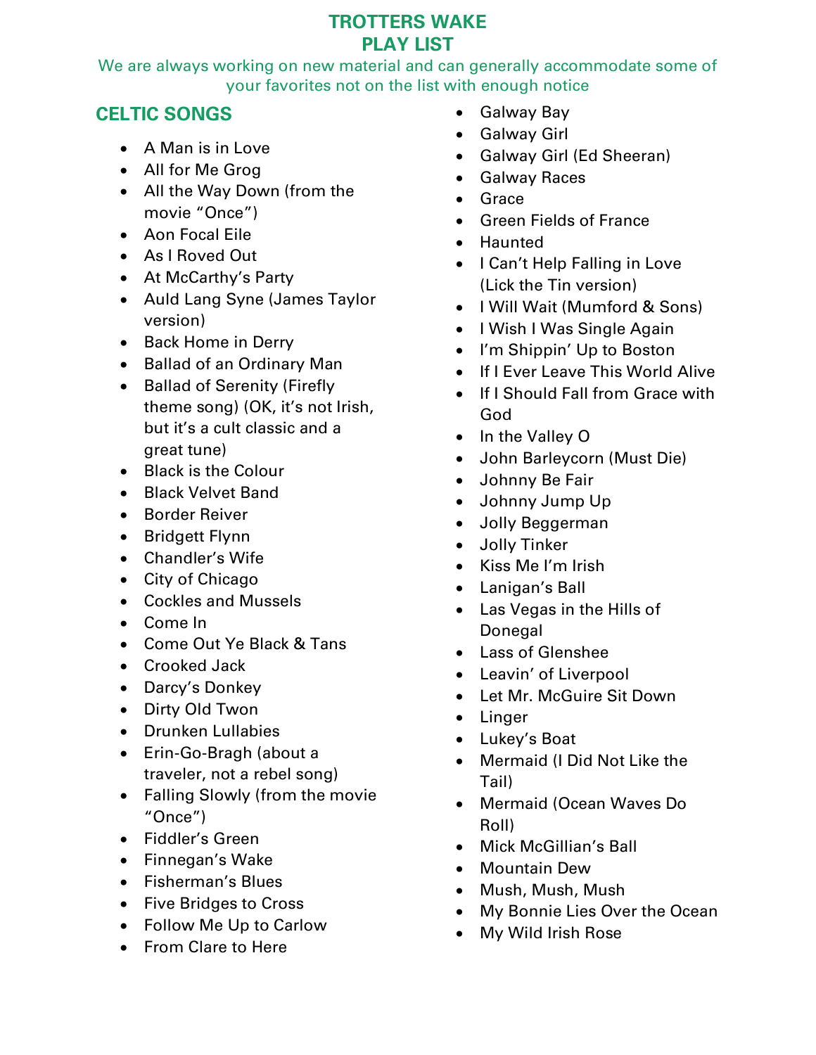# TROTTERS WAKE
# PLAY LIST

We are always working on new material and can generally accommodate some of your favorites not on the list with enough notice

## CELTIC SONGS

- A Man is in Love
- All for Me Grog
- All the Way Down (from the movie "Once")
- Aon Focal Eile
- As I Roved Out
- At McCarthy's Party
- Auld Lang Syne (James Taylor version)
- Back Home in Derry
- Ballad of an Ordinary Man
- Ballad of Serenity (Firefly theme song) (OK, it's not Irish, but it's a cult classic and a great tune)
- Black is the Colour
- Black Velvet Band
- Border Reiver
- Bridgett Flynn
- Chandler's Wife
- City of Chicago
- Cockles and Mussels
- Come In
- Come Out Ye Black & Tans
- Crooked Jack
- Darcy's Donkey
- Dirty Old Twon
- Drunken Lullabies
- Erin-Go-Bragh (about a traveler, not a rebel song)
- Falling Slowly (from the movie "Once")
- Fiddler's Green
- Finnegan's Wake
- Fisherman's Blues
- Five Bridges to Cross
- Follow Me Up to Carlow
- From Clare to Here
- Galway Bay
- Galway Girl
- Galway Girl (Ed Sheeran)
- Galway Races
- Grace
- Green Fields of France
- Haunted
- I Can't Help Falling in Love (Lick the Tin version)
- I Will Wait (Mumford & Sons)
- I Wish I Was Single Again
- I'm Shippin' Up to Boston
- If I Ever Leave This World Alive
- If I Should Fall from Grace with God
- In the Valley O
- John Barleycorn (Must Die)
- Johnny Be Fair
- Johnny Jump Up
- Jolly Beggerman
- Jolly Tinker
- Kiss Me I'm Irish
- Lanigan's Ball
- Las Vegas in the Hills of Donegal
- Lass of Glenshee
- Leavin' of Liverpool
- Let Mr. McGuire Sit Down
- Linger
- Lukey's Boat
- Mermaid (I Did Not Like the Tail)
- Mermaid (Ocean Waves Do Roll)
- Mick McGillian's Ball
- Mountain Dew
- Mush, Mush, Mush
- My Bonnie Lies Over the Ocean
- My Wild Irish Rose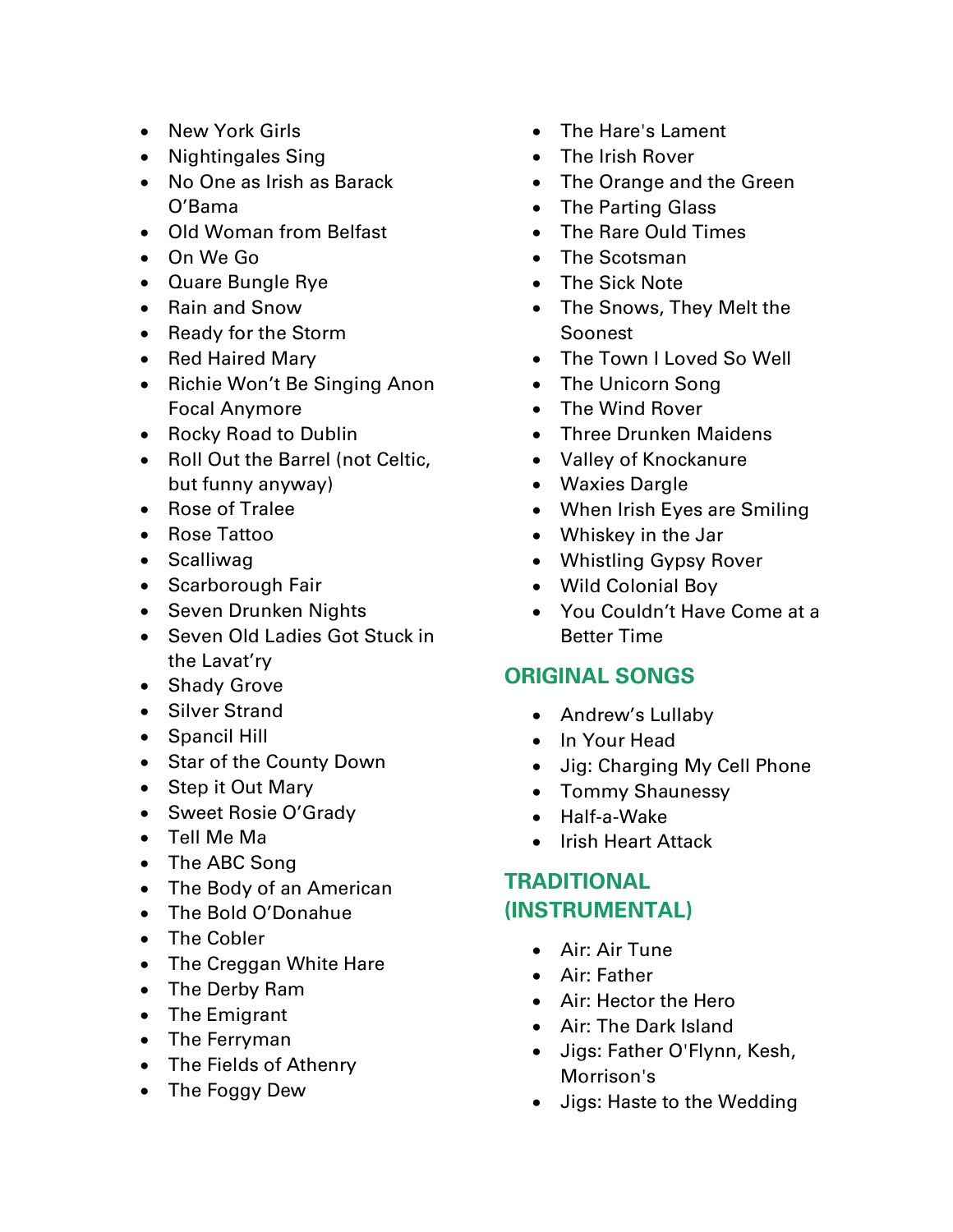- New York Girls
- Nightingales Sing
- No One as Irish as Barack O'Bama
- Old Woman from Belfast
- On We Go
- Quare Bungle Rye
- Rain and Snow
- Ready for the Storm
- Red Haired Mary
- Richie Won't Be Singing Anon Focal Anymore
- Rocky Road to Dublin
- Roll Out the Barrel (not Celtic, but funny anyway)
- Rose of Tralee
- Rose Tattoo
- Scalliwag
- Scarborough Fair
- Seven Drunken Nights
- Seven Old Ladies Got Stuck in the Lavat'ry
- Shady Grove
- Silver Strand
- Spancil Hill
- Star of the County Down
- Step it Out Mary
- Sweet Rosie O'Grady
- Tell Me Ma
- The ABC Song
- The Body of an American
- The Bold O'Donahue
- The Cobler
- The Creggan White Hare
- The Derby Ram
- The Emigrant
- The Ferryman
- The Fields of Athenry
- The Foggy Dew
- The Hare's Lament
- The Irish Rover
- The Orange and the Green
- The Parting Glass
- The Rare Ould Times
- The Scotsman
- The Sick Note
- The Snows, They Melt the Soonest
- The Town I Loved So Well
- The Unicorn Song
- The Wind Rover
- Three Drunken Maidens
- Valley of Knockanure
- Waxies Dargle
- When Irish Eyes are Smiling
- Whiskey in the Jar
- Whistling Gypsy Rover
- Wild Colonial Boy
- You Couldn't Have Come at a Better Time

## ORIGINAL SONGS

- Andrew's Lullaby
- In Your Head
- Jig: Charging My Cell Phone
- Tommy Shaunessy
- Half-a-Wake
- Irish Heart Attack

## TRADITIONAL (INSTRUMENTAL)

- Air: Air Tune
- Air: Father
- Air: Hector the Hero
- Air: The Dark Island
- Jigs: Father O'Flynn, Kesh, Morrison's
- Jigs: Haste to the Wedding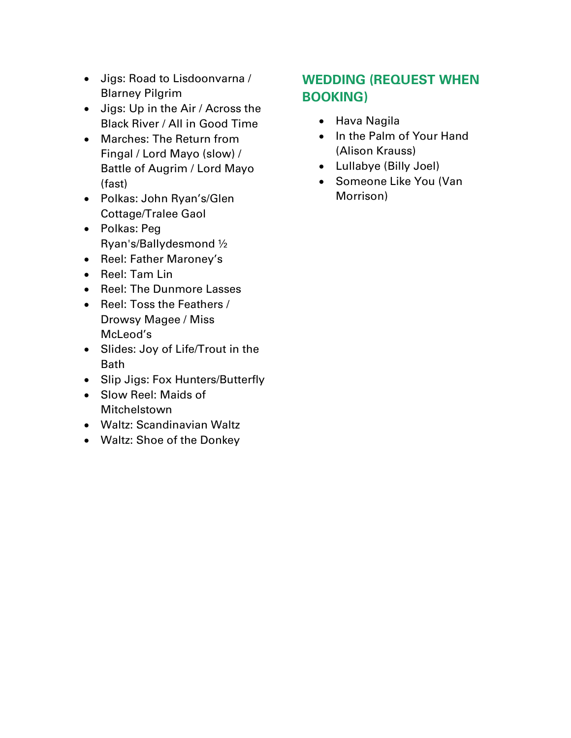- Jigs: Road to Lisdoonvarna / Blarney Pilgrim
- Jigs: Up in the Air / Across the Black River / All in Good Time
- Marches: The Return from Fingal / Lord Mayo (slow) / Battle of Augrim / Lord Mayo (fast)
- Polkas: John Ryan's/Glen Cottage/Tralee Gaol
- Polkas: Peg Ryan's/Ballydesmond ½
- Reel: Father Maroney's
- Reel: Tam Lin
- Reel: The Dunmore Lasses
- Reel: Toss the Feathers / Drowsy Magee / Miss McLeod's
- Slides: Joy of Life/Trout in the Bath
- Slip Jigs: Fox Hunters/Butterfly
- Slow Reel: Maids of Mitchelstown
- Waltz: Scandinavian Waltz
- Waltz: Shoe of the Donkey

## WEDDING (REQUEST WHEN BOOKING)

- Hava Nagila
- In the Palm of Your Hand (Alison Krauss)
- Lullabye (Billy Joel)
- Someone Like You (Van Morrison)